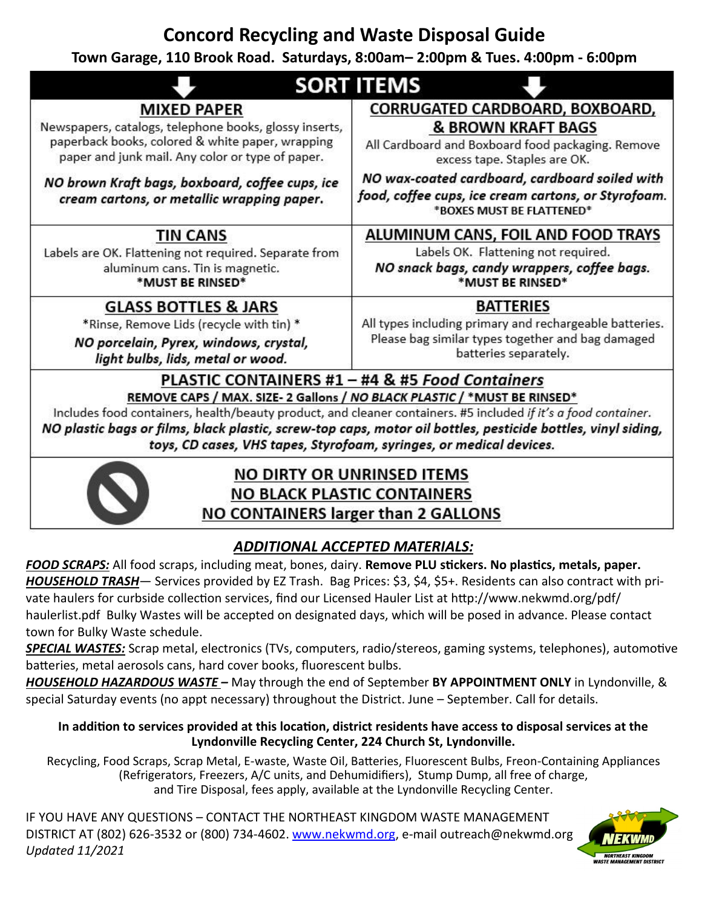# Concord Recycling and Waste Disposal Guide

**Town Garage, 110 Brook Road. Saturdays, 8:00am– 2:00pm & Tues. 4:00pm - 6:00pm**

## SORT ITEMS

### MIXED PAPER

Newspapers, catalogs, telephone books, glossy inserts, paperback books, colored & white paper, wrapping paper and junk mail. Any color or type of paper.

***NO brown Kraft bags, boxboard, coffee cups, ice cream cartons, or metallic wrapping paper.***

### CORRUGATED CARDBOARD, BOXBOARD, & BROWN KRAFT BAGS

All Cardboard and Boxboard food packaging. Remove excess tape. Staples are OK.

***NO wax-coated cardboard, cardboard soiled with food, coffee cups, ice cream cartons, or Styrofoam.***

**\*BOXES MUST BE FLATTENED\***

### TIN CANS

Labels are OK. Flattening not required. Separate from aluminum cans. Tin is magnetic.

**\*MUST BE RINSED\***

### ALUMINUM CANS, FOIL AND FOOD TRAYS

Labels OK. Flattening not required.

***NO snack bags, candy wrappers, coffee bags.***

**\*MUST BE RINSED\***

### GLASS BOTTLES & JARS

\*Rinse, Remove Lids (recycle with tin) \*

***NO porcelain, Pyrex, windows, crystal, light bulbs, lids, metal or wood.***

### BATTERIES

All types including primary and rechargeable batteries. Please bag similar types together and bag damaged batteries separately.

### PLASTIC CONTAINERS #1 – #4 & #5 *Food Containers*

**REMOVE CAPS / MAX. SIZE- 2 Gallons / *NO BLACK PLASTIC* / \*MUST BE RINSED\***

Includes food containers, health/beauty product, and cleaner containers. #5 included *if it's a food container.*

***NO plastic bags or films, black plastic, screw-top caps, motor oil bottles, pesticide bottles, vinyl siding, toys, CD cases, VHS tapes, Styrofoam, syringes, or medical devices.***

**NO DIRTY OR UNRINSED ITEMS**
**NO BLACK PLASTIC CONTAINERS**
**NO CONTAINERS larger than 2 GALLONS**

## *ADDITIONAL ACCEPTED MATERIALS:*

***FOOD SCRAPS:*** All food scraps, including meat, bones, dairy. **Remove PLU stickers. No plastics, metals, paper.**

***HOUSEHOLD TRASH***— Services provided by EZ Trash. Bag Prices: $3, $4, $5+. Residents can also contract with private haulers for curbside collection services, find our Licensed Hauler List at http://www.nekwmd.org/pdf/haulerlist.pdf Bulky Wastes will be accepted on designated days, which will be posed in advance. Please contact town for Bulky Waste schedule.

***SPECIAL WASTES:*** Scrap metal, electronics (TVs, computers, radio/stereos, gaming systems, telephones), automotive batteries, metal aerosols cans, hard cover books, fluorescent bulbs.

***HOUSEHOLD HAZARDOUS WASTE* –** May through the end of September **BY APPOINTMENT ONLY** in Lyndonville, & special Saturday events (no appt necessary) throughout the District. June – September. Call for details.

**In addition to services provided at this location, district residents have access to disposal services at the Lyndonville Recycling Center, 224 Church St, Lyndonville.**

Recycling, Food Scraps, Scrap Metal, E-waste, Waste Oil, Batteries, Fluorescent Bulbs, Freon-Containing Appliances (Refrigerators, Freezers, A/C units, and Dehumidifiers), Stump Dump, all free of charge, and Tire Disposal, fees apply, available at the Lyndonville Recycling Center.

IF YOU HAVE ANY QUESTIONS – CONTACT THE NORTHEAST KINGDOM WASTE MANAGEMENT DISTRICT AT (802) 626-3532 or (800) 734-4602. www.nekwmd.org, e-mail outreach@nekwmd.org

*Updated 11/2021*

NEKWMD
NORTHEAST KINGDOM WASTE MANAGEMENT DISTRICT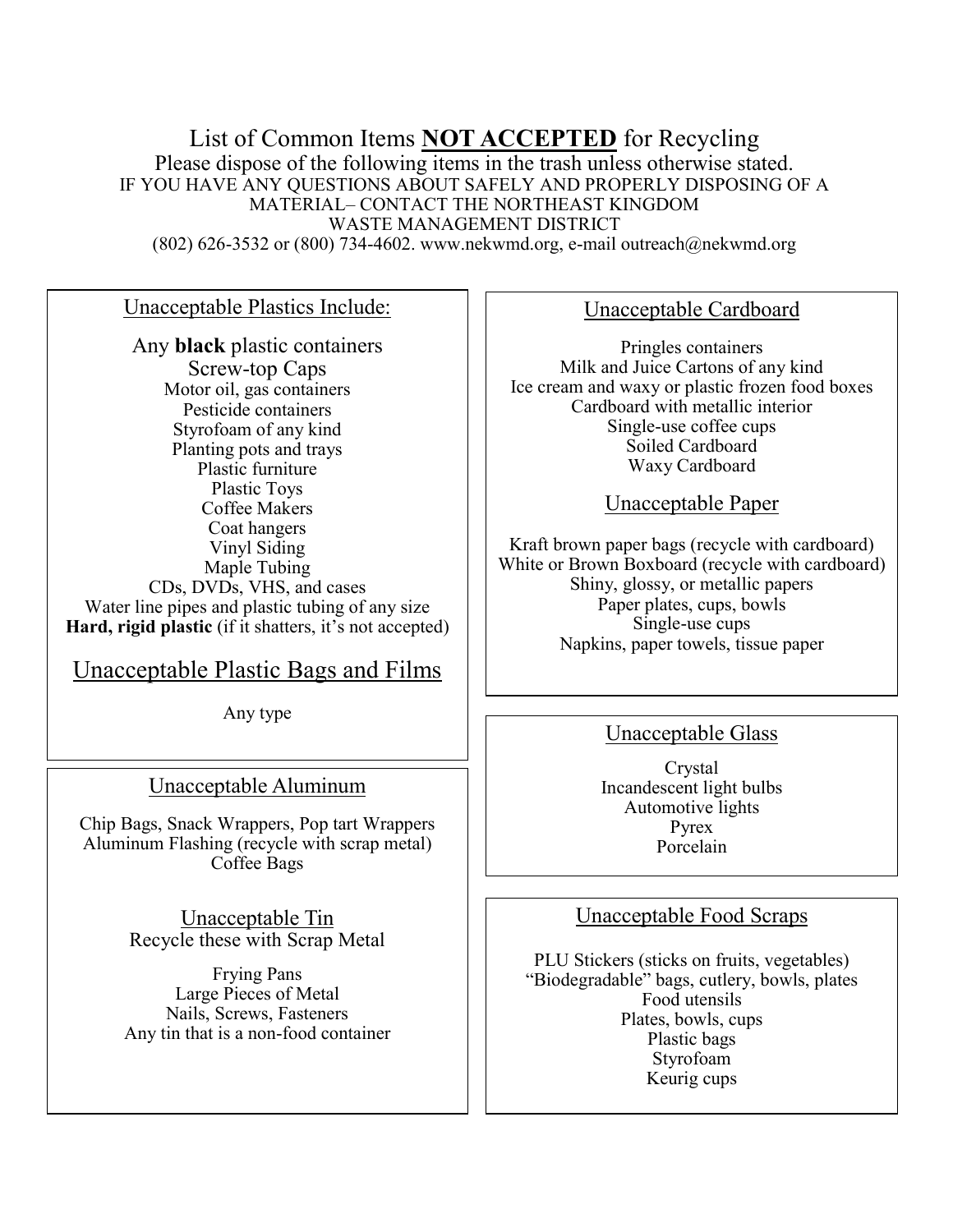# List of Common Items **NOT ACCEPTED** for Recycling

Please dispose of the following items in the trash unless otherwise stated.

IF YOU HAVE ANY QUESTIONS ABOUT SAFELY AND PROPERLY DISPOSING OF A MATERIAL– CONTACT THE NORTHEAST KINGDOM WASTE MANAGEMENT DISTRICT

(802) 626-3532 or (800) 734-4602. www.nekwmd.org, e-mail outreach@nekwmd.org

## Unacceptable Plastics Include:

Any **black** plastic containers
Screw-top Caps
Motor oil, gas containers
Pesticide containers
Styrofoam of any kind
Planting pots and trays
Plastic furniture
Plastic Toys
Coffee Makers
Coat hangers
Vinyl Siding
Maple Tubing
CDs, DVDs, VHS, and cases
Water line pipes and plastic tubing of any size
**Hard, rigid plastic** (if it shatters, it's not accepted)

## Unacceptable Plastic Bags and Films

Any type

## Unacceptable Aluminum

Chip Bags, Snack Wrappers, Pop tart Wrappers
Aluminum Flashing (recycle with scrap metal)
Coffee Bags

## Unacceptable Tin

Recycle these with Scrap Metal

Frying Pans
Large Pieces of Metal
Nails, Screws, Fasteners
Any tin that is a non-food container

## Unacceptable Cardboard

Pringles containers
Milk and Juice Cartons of any kind
Ice cream and waxy or plastic frozen food boxes
Cardboard with metallic interior
Single-use coffee cups
Soiled Cardboard
Waxy Cardboard

## Unacceptable Paper

Kraft brown paper bags (recycle with cardboard)
White or Brown Boxboard (recycle with cardboard)
Shiny, glossy, or metallic papers
Paper plates, cups, bowls
Single-use cups
Napkins, paper towels, tissue paper

## Unacceptable Glass

Crystal
Incandescent light bulbs
Automotive lights
Pyrex
Porcelain

## Unacceptable Food Scraps

PLU Stickers (sticks on fruits, vegetables)
"Biodegradable" bags, cutlery, bowls, plates
Food utensils
Plates, bowls, cups
Plastic bags
Styrofoam
Keurig cups